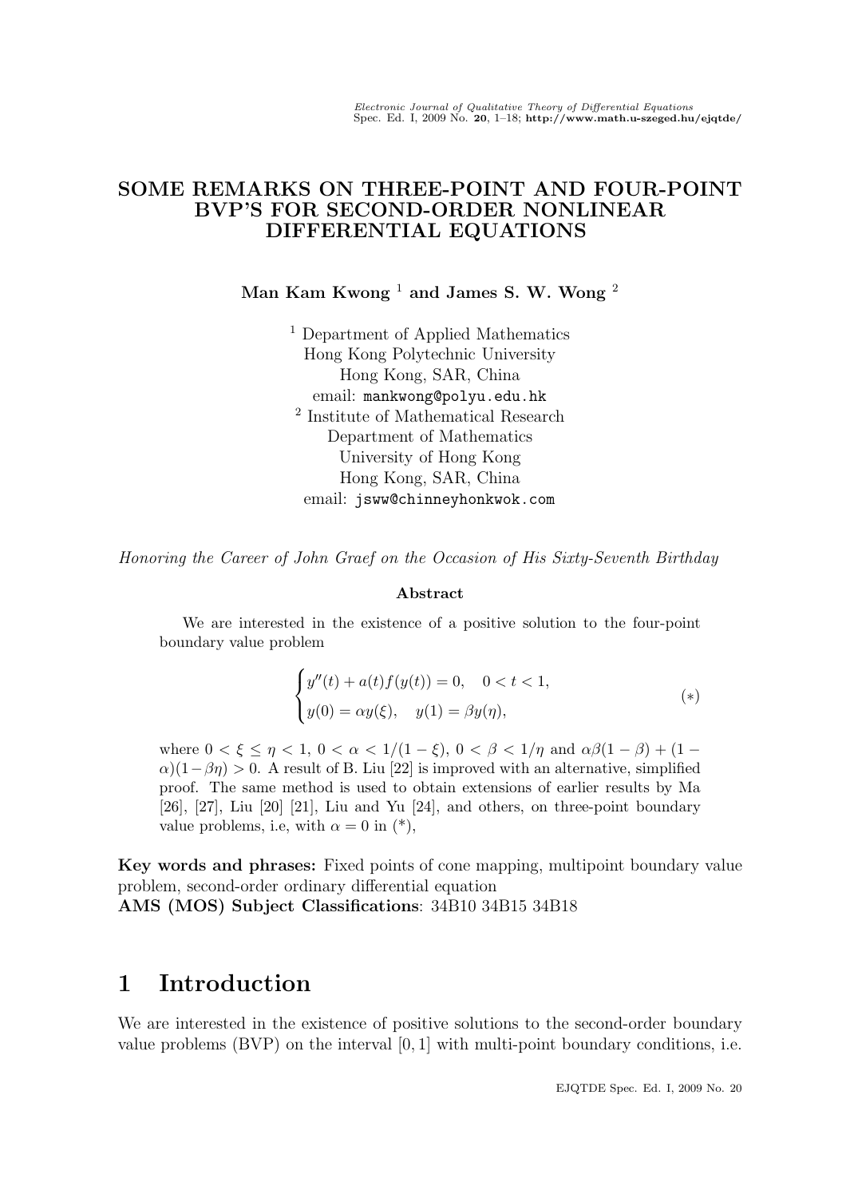# SOME REMARKS ON THREE-POINT AND FOUR-POINT BVP'S FOR SECOND-ORDER NONLINEAR DIFFERENTIAL EQUATIONS

**Man Kam Kwong [1] and James S. W. Wong [2]**

[1] Department of Applied Mathematics
Hong Kong Polytechnic University
Hong Kong, SAR, China
email: `mankwong@polyu.edu.hk`

[2] Institute of Mathematical Research
Department of Mathematics
University of Hong Kong
Hong Kong, SAR, China
email: `jsww@chinneyhonkwok.com`

*Honoring the Career of John Graef on the Occasion of His Sixty-Seventh Birthday*

**Abstract**

We are interested in the existence of a positive solution to the four-point boundary value problem

$$\begin{cases} y''(t) + a(t)f(y(t)) = 0, \quad 0 < t < 1, \\ y(0) = \alpha y(\xi), \quad y(1) = \beta y(\eta), \end{cases} \tag{$*$}$$

where $0 < \xi \le \eta < 1$, $0 < \alpha < 1/(1-\xi)$, $0 < \beta < 1/\eta$ and $\alpha\beta(1-\beta) + (1-\alpha)(1-\beta\eta) > 0$. A result of B. Liu [22] is improved with an alternative, simplified proof. The same method is used to obtain extensions of earlier results by Ma [26], [27], Liu [20] [21], Liu and Yu [24], and others, on three-point boundary value problems, i.e, with $\alpha = 0$ in (\*),

**Key words and phrases:** Fixed points of cone mapping, multipoint boundary value problem, second-order ordinary differential equation
**AMS (MOS) Subject Classifications**: 34B10 34B15 34B18

# 1 Introduction

We are interested in the existence of positive solutions to the second-order boundary value problems (BVP) on the interval $[0, 1]$ with multi-point boundary conditions, i.e.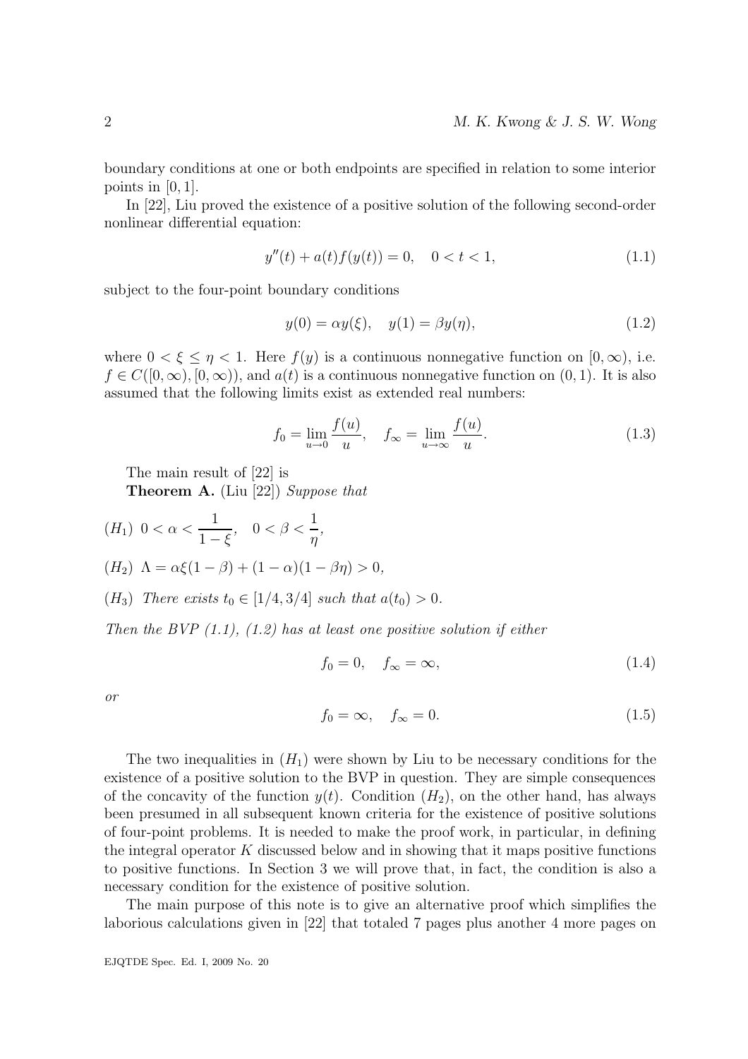boundary conditions at one or both endpoints are specified in relation to some interior points in $[0, 1]$.

In [22], Liu proved the existence of a positive solution of the following second-order nonlinear differential equation:

$$y''(t) + a(t)f(y(t)) = 0, \quad 0 < t < 1, \tag{1.1}$$

subject to the four-point boundary conditions

$$y(0) = \alpha y(\xi), \quad y(1) = \beta y(\eta), \tag{1.2}$$

where $0 < \xi \leq \eta < 1$. Here $f(y)$ is a continuous nonnegative function on $[0, \infty)$, i.e. $f \in C([0, \infty), [0, \infty))$, and $a(t)$ is a continuous nonnegative function on $(0, 1)$. It is also assumed that the following limits exist as extended real numbers:

$$f_0 = \lim_{u \to 0} \frac{f(u)}{u}, \quad f_\infty = \lim_{u \to \infty} \frac{f(u)}{u}. \tag{1.3}$$

The main result of [22] is

**Theorem A.** (Liu [22]) *Suppose that*

$(H_1)$ $0 < \alpha < \dfrac{1}{1-\xi}, \quad 0 < \beta < \dfrac{1}{\eta},$

$(H_2)$ $\Lambda = \alpha\xi(1-\beta) + (1-\alpha)(1-\beta\eta) > 0,$

$(H_3)$ *There exists* $t_0 \in [1/4, 3/4]$ *such that* $a(t_0) > 0$.

*Then the BVP (1.1), (1.2) has at least one positive solution if either*

$$f_0 = 0, \quad f_\infty = \infty, \tag{1.4}$$

*or*

$$f_0 = \infty, \quad f_\infty = 0. \tag{1.5}$$

The two inequalities in $(H_1)$ were shown by Liu to be necessary conditions for the existence of a positive solution to the BVP in question. They are simple consequences of the concavity of the function $y(t)$. Condition $(H_2)$, on the other hand, has always been presumed in all subsequent known criteria for the existence of positive solutions of four-point problems. It is needed to make the proof work, in particular, in defining the integral operator $K$ discussed below and in showing that it maps positive functions to positive functions. In Section 3 we will prove that, in fact, the condition is also a necessary condition for the existence of positive solution.

The main purpose of this note is to give an alternative proof which simplifies the laborious calculations given in [22] that totaled 7 pages plus another 4 more pages on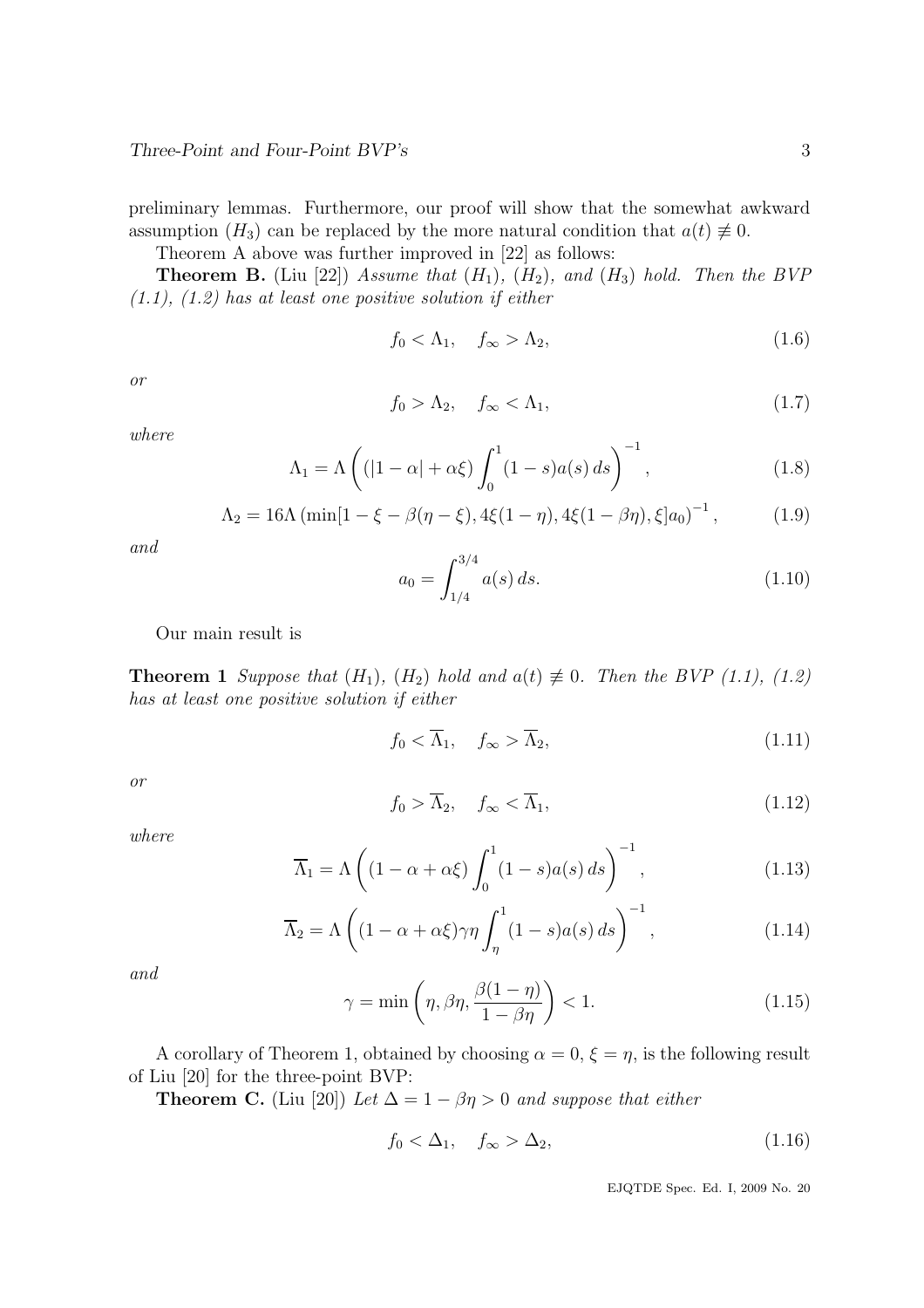preliminary lemmas. Furthermore, our proof will show that the somewhat awkward assumption $(H_3)$ can be replaced by the more natural condition that $a(t) \not\equiv 0$.

Theorem A above was further improved in [22] as follows:

**Theorem B.** (Liu [22]) *Assume that $(H_1)$, $(H_2)$, and $(H_3)$ hold. Then the BVP (1.1), (1.2) has at least one positive solution if either*

$$f_0 < \Lambda_1, \quad f_\infty > \Lambda_2, \tag{1.6}$$

*or*

$$f_0 > \Lambda_2, \quad f_\infty < \Lambda_1, \tag{1.7}$$

*where*

$$\Lambda_1 = \Lambda \left( (|1 - \alpha| + \alpha\xi) \int_0^1 (1 - s)a(s)\, ds \right)^{-1}, \tag{1.8}$$

$$\Lambda_2 = 16\Lambda \left( \min[1 - \xi - \beta(\eta - \xi), 4\xi(1 - \eta), 4\xi(1 - \beta\eta), \xi]a_0 \right)^{-1}, \tag{1.9}$$

*and*

$$a_0 = \int_{1/4}^{3/4} a(s)\, ds. \tag{1.10}$$

Our main result is

**Theorem 1** *Suppose that $(H_1)$, $(H_2)$ hold and $a(t) \not\equiv 0$. Then the BVP (1.1), (1.2) has at least one positive solution if either*

$$f_0 < \overline{\Lambda}_1, \quad f_\infty > \overline{\Lambda}_2, \tag{1.11}$$

*or*

$$f_0 > \overline{\Lambda}_2, \quad f_\infty < \overline{\Lambda}_1, \tag{1.12}$$

*where*

$$\overline{\Lambda}_1 = \Lambda \left( (1 - \alpha + \alpha\xi) \int_0^1 (1 - s)a(s)\, ds \right)^{-1}, \tag{1.13}$$

$$\overline{\Lambda}_2 = \Lambda \left( (1 - \alpha + \alpha\xi)\gamma\eta \int_\eta^1 (1 - s)a(s)\, ds \right)^{-1}, \tag{1.14}$$

*and*

$$\gamma = \min\left( \eta, \beta\eta, \frac{\beta(1 - \eta)}{1 - \beta\eta} \right) < 1. \tag{1.15}$$

A corollary of Theorem 1, obtained by choosing $\alpha = 0$, $\xi = \eta$, is the following result of Liu [20] for the three-point BVP:

**Theorem C.** (Liu [20]) *Let $\Delta = 1 - \beta\eta > 0$ and suppose that either*

$$f_0 < \Delta_1, \quad f_\infty > \Delta_2, \tag{1.16}$$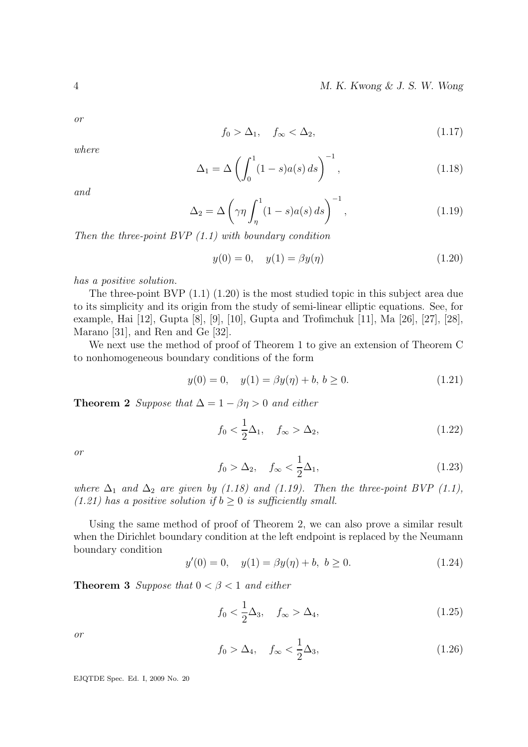*or*

$$f_0 > \Delta_1, \quad f_\infty < \Delta_2, \tag{1.17}$$

*where*

$$\Delta_1 = \Delta \left( \int_0^1 (1-s)a(s)\,ds \right)^{-1}, \tag{1.18}$$

*and*

$$\Delta_2 = \Delta \left( \gamma\eta \int_\eta^1 (1-s)a(s)\,ds \right)^{-1}, \tag{1.19}$$

*Then the three-point BVP (1.1) with boundary condition*

$$y(0) = 0, \quad y(1) = \beta y(\eta) \tag{1.20}$$

*has a positive solution.*

The three-point BVP (1.1) (1.20) is the most studied topic in this subject area due to its simplicity and its origin from the study of semi-linear elliptic equations. See, for example, Hai [12], Gupta [8], [9], [10], Gupta and Trofimchuk [11], Ma [26], [27], [28], Marano [31], and Ren and Ge [32].

We next use the method of proof of Theorem 1 to give an extension of Theorem C to nonhomogeneous boundary conditions of the form

$$y(0) = 0, \quad y(1) = \beta y(\eta) + b, \; b \geq 0. \tag{1.21}$$

**Theorem 2** *Suppose that $\Delta = 1 - \beta\eta > 0$ and either*

$$f_0 < \frac{1}{2}\Delta_1, \quad f_\infty > \Delta_2, \tag{1.22}$$

*or*

$$f_0 > \Delta_2, \quad f_\infty < \frac{1}{2}\Delta_1, \tag{1.23}$$

*where $\Delta_1$ and $\Delta_2$ are given by (1.18) and (1.19). Then the three-point BVP (1.1), (1.21) has a positive solution if $b \geq 0$ is sufficiently small.*

Using the same method of proof of Theorem 2, we can also prove a similar result when the Dirichlet boundary condition at the left endpoint is replaced by the Neumann boundary condition

$$y'(0) = 0, \quad y(1) = \beta y(\eta) + b, \; b \geq 0. \tag{1.24}$$

**Theorem 3** *Suppose that $0 < \beta < 1$ and either*

$$f_0 < \frac{1}{2}\Delta_3, \quad f_\infty > \Delta_4, \tag{1.25}$$

*or*

$$f_0 > \Delta_4, \quad f_\infty < \frac{1}{2}\Delta_3, \tag{1.26}$$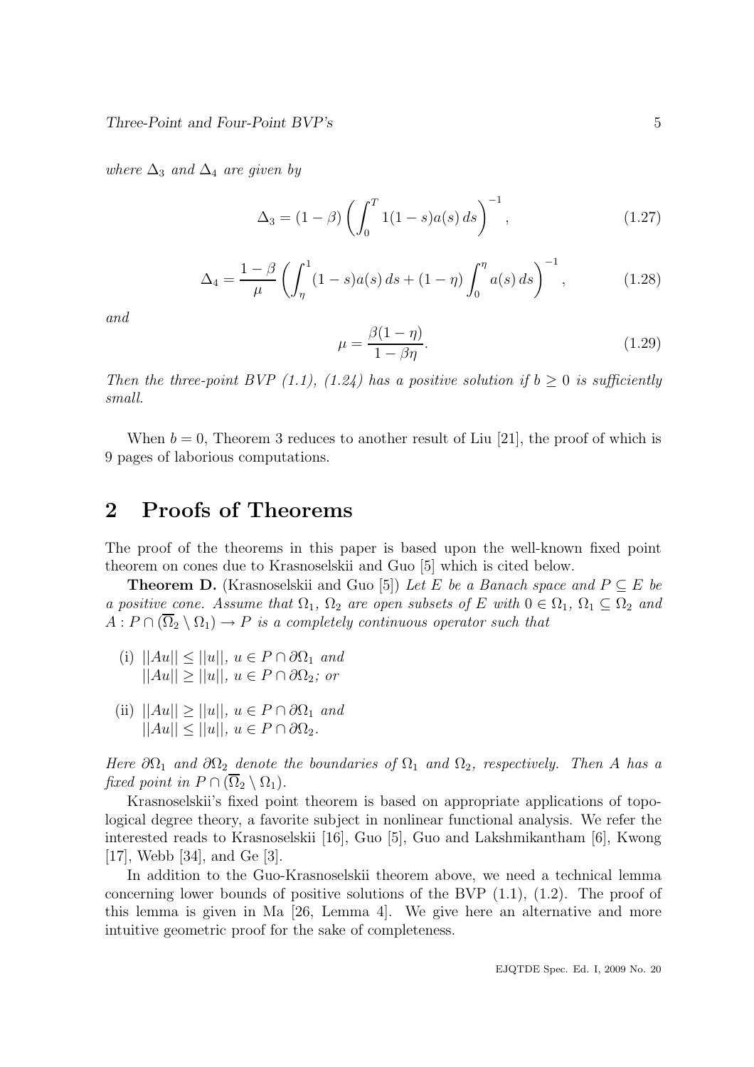*where* $\Delta_3$ *and* $\Delta_4$ *are given by*

$$\Delta_3 = (1-\beta)\left(\int_0^T 1(1-s)a(s)\,ds\right)^{-1}, \tag{1.27}$$

$$\Delta_4 = \frac{1-\beta}{\mu}\left(\int_\eta^1 (1-s)a(s)\,ds + (1-\eta)\int_0^\eta a(s)\,ds\right)^{-1}, \tag{1.28}$$

*and*

$$\mu = \frac{\beta(1-\eta)}{1-\beta\eta}. \tag{1.29}$$

*Then the three-point BVP (1.1), (1.24) has a positive solution if* $b \geq 0$ *is sufficiently small.*

When $b = 0$, Theorem 3 reduces to another result of Liu [21], the proof of which is 9 pages of laborious computations.

## 2 Proofs of Theorems

The proof of the theorems in this paper is based upon the well-known fixed point theorem on cones due to Krasnoselskii and Guo [5] which is cited below.

**Theorem D.** (Krasnoselskii and Guo [5]) *Let* $E$ *be a Banach space and* $P \subseteq E$ *be a positive cone. Assume that* $\Omega_1$, $\Omega_2$ *are open subsets of* $E$ *with* $0 \in \Omega_1$, $\Omega_1 \subseteq \Omega_2$ *and* $A : P \cap (\overline{\Omega}_2 \setminus \Omega_1) \to P$ *is a completely continuous operator such that*

- (i) $||Au|| \leq ||u||$, $u \in P \cap \partial\Omega_1$ *and* $||Au|| \geq ||u||$, $u \in P \cap \partial\Omega_2$; *or*
- (ii) $||Au|| \geq ||u||$, $u \in P \cap \partial\Omega_1$ *and* $||Au|| \leq ||u||$, $u \in P \cap \partial\Omega_2$.

*Here* $\partial\Omega_1$ *and* $\partial\Omega_2$ *denote the boundaries of* $\Omega_1$ *and* $\Omega_2$*, respectively. Then* $A$ *has a fixed point in* $P \cap (\overline{\Omega}_2 \setminus \Omega_1)$.

Krasnoselskii's fixed point theorem is based on appropriate applications of topological degree theory, a favorite subject in nonlinear functional analysis. We refer the interested reads to Krasnoselskii [16], Guo [5], Guo and Lakshmikantham [6], Kwong [17], Webb [34], and Ge [3].

In addition to the Guo-Krasnoselskii theorem above, we need a technical lemma concerning lower bounds of positive solutions of the BVP (1.1), (1.2). The proof of this lemma is given in Ma [26, Lemma 4]. We give here an alternative and more intuitive geometric proof for the sake of completeness.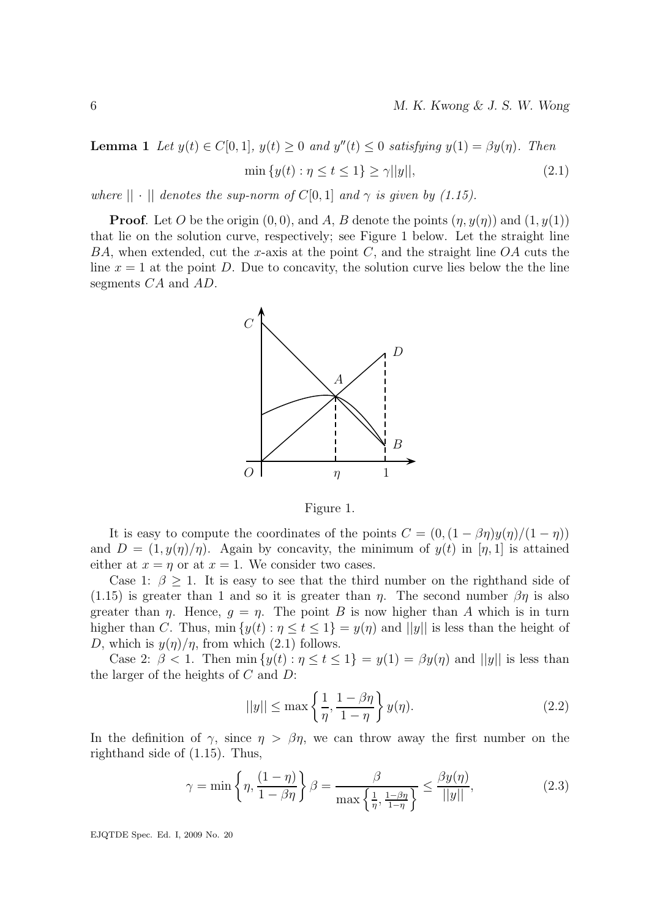**Lemma 1** *Let $y(t) \in C[0,1]$, $y(t) \geq 0$ and $y''(t) \leq 0$ satisfying $y(1) = \beta y(\eta)$. Then*

$$\min \{y(t) : \eta \leq t \leq 1\} \geq \gamma ||y||, \tag{2.1}$$

*where $||\cdot||$ denotes the sup-norm of $C[0,1]$ and $\gamma$ is given by (1.15).*

**Proof**. Let $O$ be the origin $(0,0)$, and $A$, $B$ denote the points $(\eta, y(\eta))$ and $(1, y(1))$ that lie on the solution curve, respectively; see Figure 1 below. Let the straight line $BA$, when extended, cut the $x$-axis at the point $C$, and the straight line $OA$ cuts the line $x = 1$ at the point $D$. Due to concavity, the solution curve lies below the the line segments $CA$ and $AD$.

Figure 1.

It is easy to compute the coordinates of the points $C = (0, (1-\beta\eta)y(\eta)/(1-\eta))$ and $D = (1, y(\eta)/\eta)$. Again by concavity, the minimum of $y(t)$ in $[\eta, 1]$ is attained either at $x = \eta$ or at $x = 1$. We consider two cases.

Case 1: $\beta \geq 1$. It is easy to see that the third number on the righthand side of (1.15) is greater than 1 and so it is greater than $\eta$. The second number $\beta\eta$ is also greater than $\eta$. Hence, $g = \eta$. The point $B$ is now higher than $A$ which is in turn higher than $C$. Thus, $\min \{y(t) : \eta \leq t \leq 1\} = y(\eta)$ and $||y||$ is less than the height of $D$, which is $y(\eta)/\eta$, from which (2.1) follows.

Case 2: $\beta < 1$. Then $\min \{y(t) : \eta \leq t \leq 1\} = y(1) = \beta y(\eta)$ and $||y||$ is less than the larger of the heights of $C$ and $D$:

$$||y|| \leq \max \left\{ \frac{1}{\eta}, \frac{1-\beta\eta}{1-\eta} \right\} y(\eta). \tag{2.2}$$

In the definition of $\gamma$, since $\eta > \beta\eta$, we can throw away the first number on the righthand side of (1.15). Thus,

$$\gamma = \min \left\{ \eta, \frac{(1-\eta)}{1-\beta\eta} \right\} \beta = \frac{\beta}{\max \left\{ \frac{1}{\eta}, \frac{1-\beta\eta}{1-\eta} \right\}} \leq \frac{\beta y(\eta)}{||y||}, \tag{2.3}$$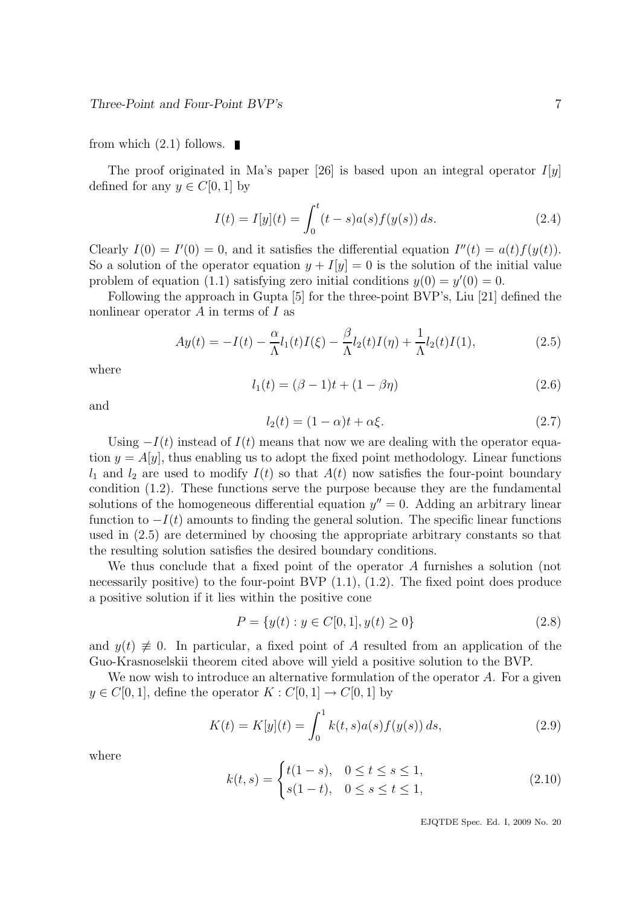from which (2.1) follows. ∎

The proof originated in Ma's paper [26] is based upon an integral operator $I[y]$ defined for any $y \in C[0,1]$ by

$$I(t) = I[y](t) = \int_0^t (t-s)a(s)f(y(s))\,ds. \tag{2.4}$$

Clearly $I(0) = I'(0) = 0$, and it satisfies the differential equation $I''(t) = a(t)f(y(t))$. So a solution of the operator equation $y + I[y] = 0$ is the solution of the initial value problem of equation (1.1) satisfying zero initial conditions $y(0) = y'(0) = 0$.

Following the approach in Gupta [5] for the three-point BVP's, Liu [21] defined the nonlinear operator $A$ in terms of $I$ as

$$Ay(t) = -I(t) - \frac{\alpha}{\Lambda} l_1(t) I(\xi) - \frac{\beta}{\Lambda} l_2(t) I(\eta) + \frac{1}{\Lambda} l_2(t) I(1), \tag{2.5}$$

where

$$l_1(t) = (\beta - 1)t + (1 - \beta\eta) \tag{2.6}$$

and

$$l_2(t) = (1-\alpha)t + \alpha\xi. \tag{2.7}$$

Using $-I(t)$ instead of $I(t)$ means that now we are dealing with the operator equation $y = A[y]$, thus enabling us to adopt the fixed point methodology. Linear functions $l_1$ and $l_2$ are used to modify $I(t)$ so that $A(t)$ now satisfies the four-point boundary condition (1.2). These functions serve the purpose because they are the fundamental solutions of the homogeneous differential equation $y'' = 0$. Adding an arbitrary linear function to $-I(t)$ amounts to finding the general solution. The specific linear functions used in (2.5) are determined by choosing the appropriate arbitrary constants so that the resulting solution satisfies the desired boundary conditions.

We thus conclude that a fixed point of the operator $A$ furnishes a solution (not necessarily positive) to the four-point BVP (1.1), (1.2). The fixed point does produce a positive solution if it lies within the positive cone

$$P = \{y(t) : y \in C[0,1], y(t) \geq 0\} \tag{2.8}$$

and $y(t) \not\equiv 0$. In particular, a fixed point of $A$ resulted from an application of the Guo-Krasnoselskii theorem cited above will yield a positive solution to the BVP.

We now wish to introduce an alternative formulation of the operator $A$. For a given $y \in C[0,1]$, define the operator $K : C[0,1] \to C[0,1]$ by

$$K(t) = K[y](t) = \int_0^1 k(t,s)a(s)f(y(s))\,ds, \tag{2.9}$$

where

$$k(t,s) = \begin{cases} t(1-s), & 0 \leq t \leq s \leq 1, \\ s(1-t), & 0 \leq s \leq t \leq 1, \end{cases} \tag{2.10}$$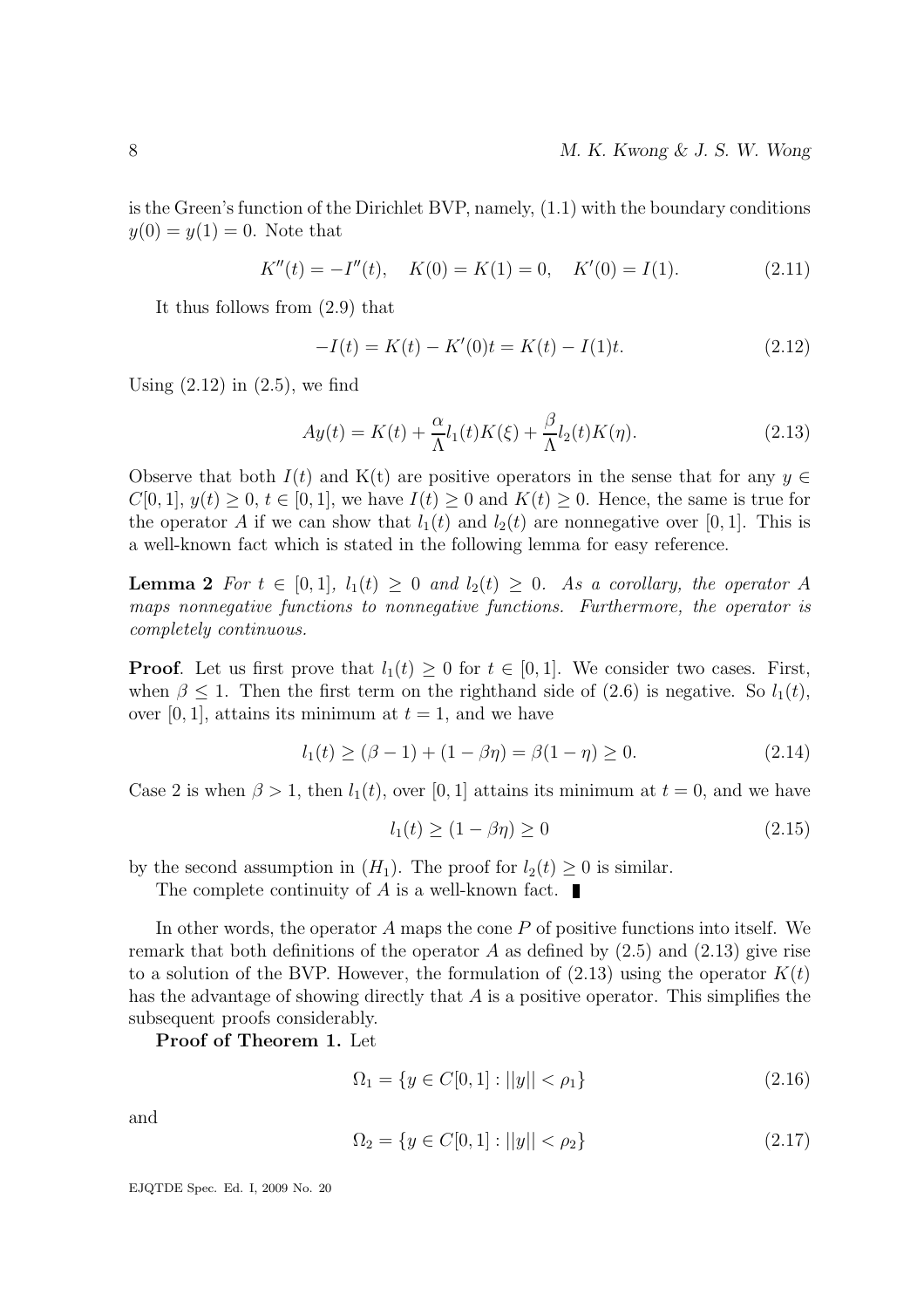is the Green's function of the Dirichlet BVP, namely, (1.1) with the boundary conditions $y(0) = y(1) = 0$. Note that

$$K''(t) = -I''(t), \quad K(0) = K(1) = 0, \quad K'(0) = I(1). \tag{2.11}$$

It thus follows from (2.9) that

$$-I(t) = K(t) - K'(0)t = K(t) - I(1)t. \tag{2.12}$$

Using (2.12) in (2.5), we find

$$Ay(t) = K(t) + \frac{\alpha}{\Lambda} l_1(t) K(\xi) + \frac{\beta}{\Lambda} l_2(t) K(\eta). \tag{2.13}$$

Observe that both $I(t)$ and K(t) are positive operators in the sense that for any $y \in C[0,1]$, $y(t) \geq 0$, $t \in [0,1]$, we have $I(t) \geq 0$ and $K(t) \geq 0$. Hence, the same is true for the operator $A$ if we can show that $l_1(t)$ and $l_2(t)$ are nonnegative over $[0,1]$. This is a well-known fact which is stated in the following lemma for easy reference.

**Lemma 2** *For $t \in [0,1]$, $l_1(t) \geq 0$ and $l_2(t) \geq 0$. As a corollary, the operator $A$ maps nonnegative functions to nonnegative functions. Furthermore, the operator is completely continuous.*

**Proof**. Let us first prove that $l_1(t) \geq 0$ for $t \in [0,1]$. We consider two cases. First, when $\beta \leq 1$. Then the first term on the righthand side of (2.6) is negative. So $l_1(t)$, over $[0,1]$, attains its minimum at $t = 1$, and we have

$$l_1(t) \geq (\beta - 1) + (1 - \beta\eta) = \beta(1 - \eta) \geq 0. \tag{2.14}$$

Case 2 is when $\beta > 1$, then $l_1(t)$, over $[0,1]$ attains its minimum at $t = 0$, and we have

$$l_1(t) \geq (1 - \beta\eta) \geq 0 \tag{2.15}$$

by the second assumption in $(H_1)$. The proof for $l_2(t) \geq 0$ is similar.

The complete continuity of $A$ is a well-known fact. ∎

In other words, the operator $A$ maps the cone $P$ of positive functions into itself. We remark that both definitions of the operator $A$ as defined by (2.5) and (2.13) give rise to a solution of the BVP. However, the formulation of (2.13) using the operator $K(t)$ has the advantage of showing directly that $A$ is a positive operator. This simplifies the subsequent proofs considerably.

**Proof of Theorem 1.** Let

$$\Omega_1 = \{y \in C[0,1] : ||y|| < \rho_1\} \tag{2.16}$$

and

$$\Omega_2 = \{y \in C[0,1] : ||y|| < \rho_2\} \tag{2.17}$$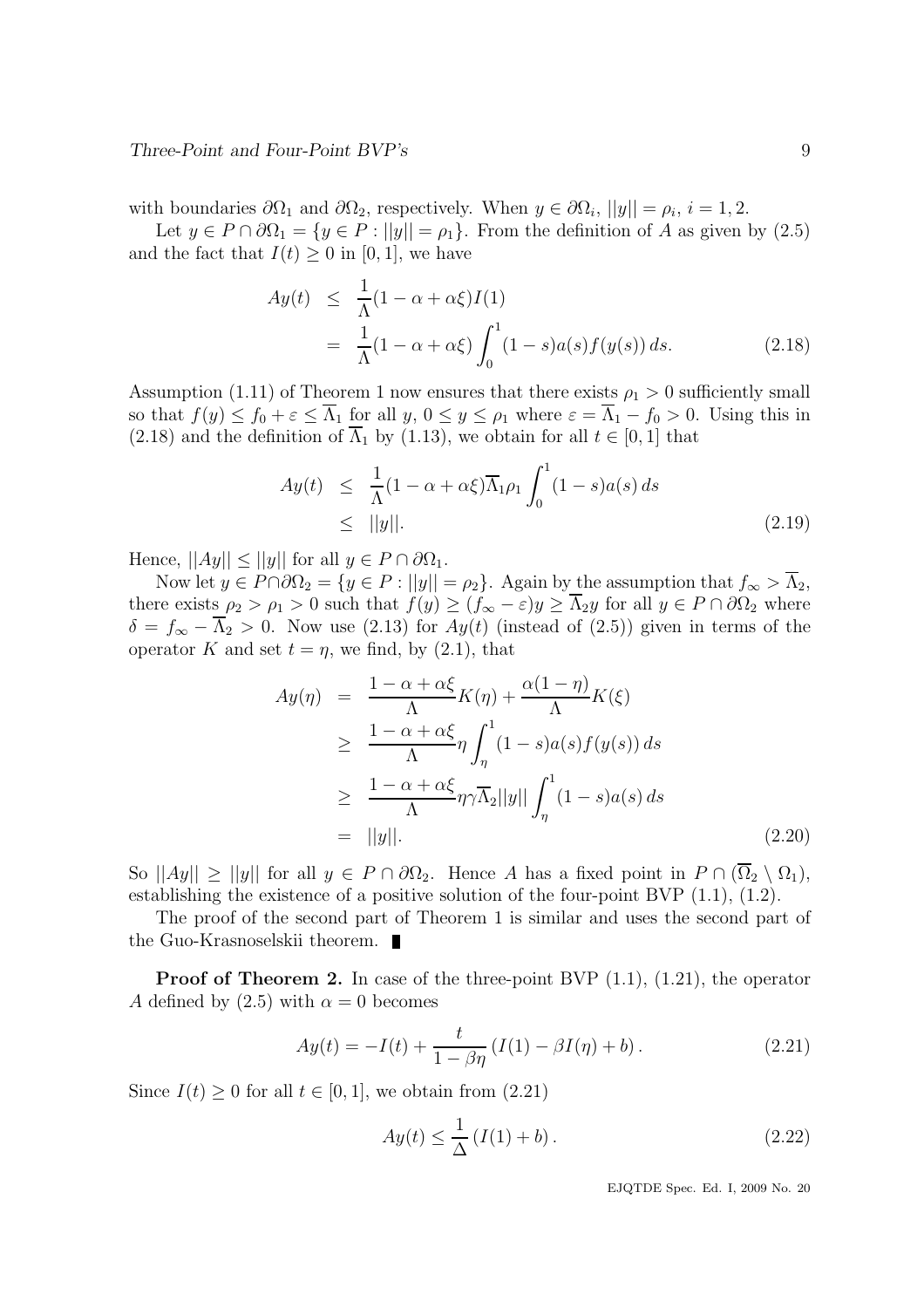with boundaries $\partial\Omega_1$ and $\partial\Omega_2$, respectively. When $y \in \partial\Omega_i$, $||y|| = \rho_i$, $i = 1, 2$.

Let $y \in P \cap \partial\Omega_1 = \{y \in P : ||y|| = \rho_1\}$. From the definition of $A$ as given by (2.5) and the fact that $I(t) \geq 0$ in $[0, 1]$, we have

$$
\begin{aligned}
Ay(t) &\leq \frac{1}{\Lambda}(1 - \alpha + \alpha\xi)I(1) \\
&= \frac{1}{\Lambda}(1 - \alpha + \alpha\xi)\int_0^1 (1 - s)a(s)f(y(s))\,ds.
\end{aligned}
\tag{2.18}
$$

Assumption (1.11) of Theorem 1 now ensures that there exists $\rho_1 > 0$ sufficiently small so that $f(y) \leq f_0 + \varepsilon \leq \overline{\Lambda}_1$ for all $y$, $0 \leq y \leq \rho_1$ where $\varepsilon = \overline{\Lambda}_1 - f_0 > 0$. Using this in (2.18) and the definition of $\overline{\Lambda}_1$ by (1.13), we obtain for all $t \in [0, 1]$ that

$$
\begin{aligned}
Ay(t) &\leq \frac{1}{\Lambda}(1 - \alpha + \alpha\xi)\overline{\Lambda}_1\rho_1\int_0^1 (1 - s)a(s)\,ds \\
&\leq ||y||.
\end{aligned}
\tag{2.19}
$$

Hence, $||Ay|| \leq ||y||$ for all $y \in P \cap \partial\Omega_1$.

Now let $y \in P\cap\partial\Omega_2 = \{y \in P : ||y|| = \rho_2\}$. Again by the assumption that $f_\infty > \overline{\Lambda}_2$, there exists $\rho_2 > \rho_1 > 0$ such that $f(y) \geq (f_\infty - \varepsilon)y \geq \overline{\Lambda}_2 y$ for all $y \in P \cap \partial\Omega_2$ where $\delta = f_\infty - \overline{\Lambda}_2 > 0$. Now use (2.13) for $Ay(t)$ (instead of (2.5)) given in terms of the operator $K$ and set $t = \eta$, we find, by (2.1), that

$$
\begin{aligned}
Ay(\eta) &= \frac{1 - \alpha + \alpha\xi}{\Lambda}K(\eta) + \frac{\alpha(1 - \eta)}{\Lambda}K(\xi) \\
&\geq \frac{1 - \alpha + \alpha\xi}{\Lambda}\eta\int_\eta^1 (1 - s)a(s)f(y(s))\,ds \\
&\geq \frac{1 - \alpha + \alpha\xi}{\Lambda}\eta\gamma\overline{\Lambda}_2||y||\int_\eta^1 (1 - s)a(s)\,ds \\
&= ||y||.
\end{aligned}
\tag{2.20}
$$

So $||Ay|| \geq ||y||$ for all $y \in P \cap \partial\Omega_2$. Hence $A$ has a fixed point in $P \cap (\overline{\Omega}_2 \setminus \Omega_1)$, establishing the existence of a positive solution of the four-point BVP (1.1), (1.2).

The proof of the second part of Theorem 1 is similar and uses the second part of the Guo-Krasnoselskii theorem. ∎

**Proof of Theorem 2.** In case of the three-point BVP (1.1), (1.21), the operator $A$ defined by (2.5) with $\alpha = 0$ becomes

$$
Ay(t) = -I(t) + \frac{t}{1 - \beta\eta}\left(I(1) - \beta I(\eta) + b\right).
\tag{2.21}
$$

Since $I(t) \geq 0$ for all $t \in [0, 1]$, we obtain from (2.21)

$$
Ay(t) \leq \frac{1}{\Delta}\left(I(1) + b\right).
\tag{2.22}
$$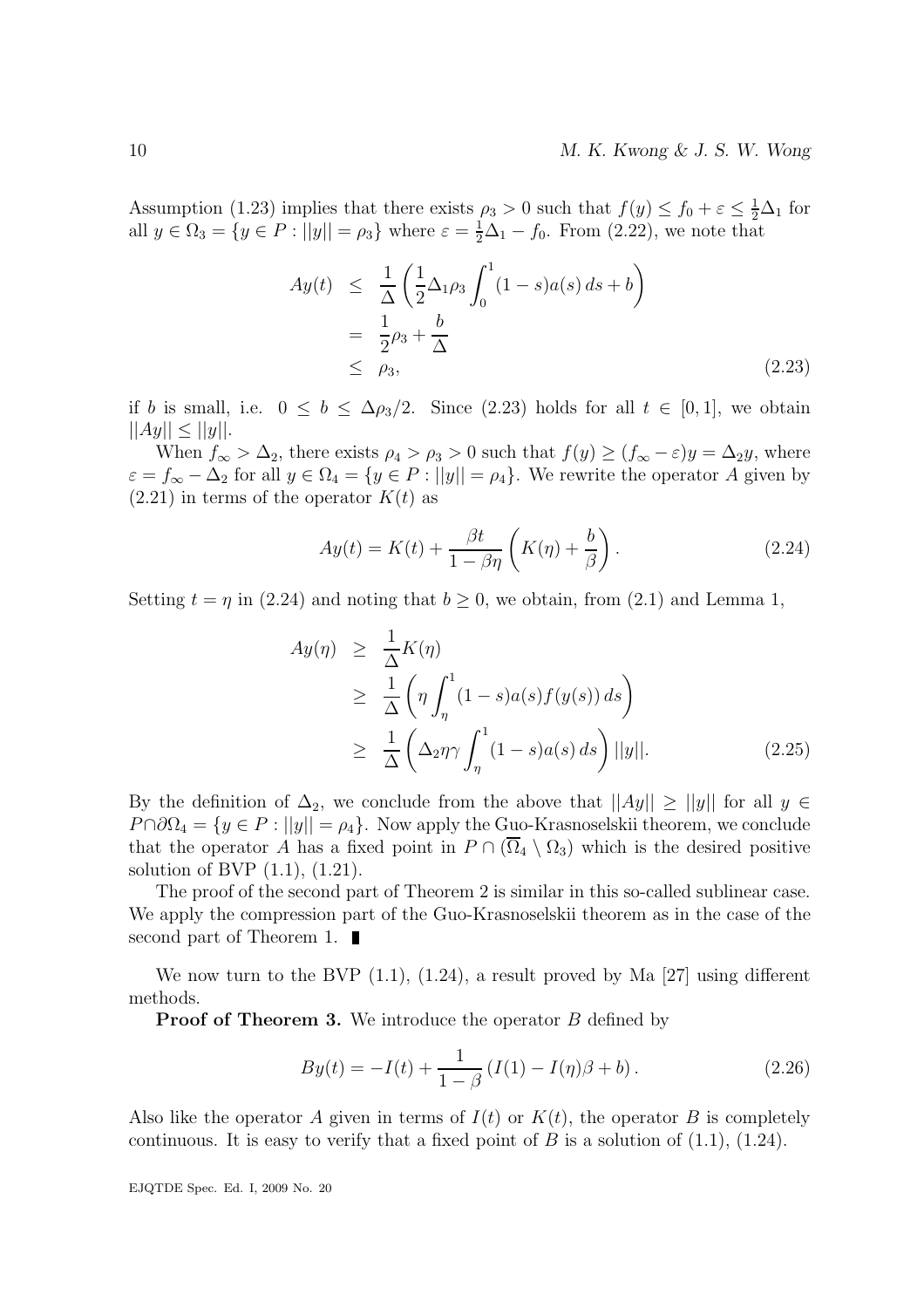Assumption (1.23) implies that there exists $\rho_3 > 0$ such that $f(y) \leq f_0 + \varepsilon \leq \frac{1}{2}\Delta_1$ for all $y \in \Omega_3 = \{y \in P : ||y|| = \rho_3\}$ where $\varepsilon = \frac{1}{2}\Delta_1 - f_0$. From (2.22), we note that

$$
\begin{aligned}
Ay(t) &\leq \frac{1}{\Delta}\left(\frac{1}{2}\Delta_1 \rho_3 \int_0^1 (1-s)a(s)\, ds + b\right) \\
&= \frac{1}{2}\rho_3 + \frac{b}{\Delta} \\
&\leq \rho_3,
\end{aligned}
\tag{2.23}
$$

if $b$ is small, i.e. $0 \leq b \leq \Delta\rho_3/2$. Since (2.23) holds for all $t \in [0,1]$, we obtain $||Ay|| \leq ||y||$.

When $f_\infty > \Delta_2$, there exists $\rho_4 > \rho_3 > 0$ such that $f(y) \geq (f_\infty - \varepsilon)y = \Delta_2 y$, where $\varepsilon = f_\infty - \Delta_2$ for all $y \in \Omega_4 = \{y \in P : ||y|| = \rho_4\}$. We rewrite the operator $A$ given by (2.21) in terms of the operator $K(t)$ as

$$
Ay(t) = K(t) + \frac{\beta t}{1 - \beta\eta}\left(K(\eta) + \frac{b}{\beta}\right). \tag{2.24}
$$

Setting $t = \eta$ in (2.24) and noting that $b \geq 0$, we obtain, from (2.1) and Lemma 1,

$$
\begin{aligned}
Ay(\eta) &\geq \frac{1}{\Delta}K(\eta) \\
&\geq \frac{1}{\Delta}\left(\eta \int_\eta^1 (1-s)a(s)f(y(s))\, ds\right) \\
&\geq \frac{1}{\Delta}\left(\Delta_2 \eta\gamma \int_\eta^1 (1-s)a(s)\, ds\right)||y||.
\end{aligned}
\tag{2.25}
$$

By the definition of $\Delta_2$, we conclude from the above that $||Ay|| \geq ||y||$ for all $y \in P \cap \partial\Omega_4 = \{y \in P : ||y|| = \rho_4\}$. Now apply the Guo-Krasnoselskii theorem, we conclude that the operator $A$ has a fixed point in $P \cap (\overline{\Omega}_4 \setminus \Omega_3)$ which is the desired positive solution of BVP (1.1), (1.21).

The proof of the second part of Theorem 2 is similar in this so-called sublinear case. We apply the compression part of the Guo-Krasnoselskii theorem as in the case of the second part of Theorem 1. ∎

We now turn to the BVP (1.1), (1.24), a result proved by Ma [27] using different methods.

**Proof of Theorem 3.** We introduce the operator $B$ defined by

$$
By(t) = -I(t) + \frac{1}{1-\beta}\left(I(1) - I(\eta)\beta + b\right). \tag{2.26}
$$

Also like the operator $A$ given in terms of $I(t)$ or $K(t)$, the operator $B$ is completely continuous. It is easy to verify that a fixed point of $B$ is a solution of (1.1), (1.24).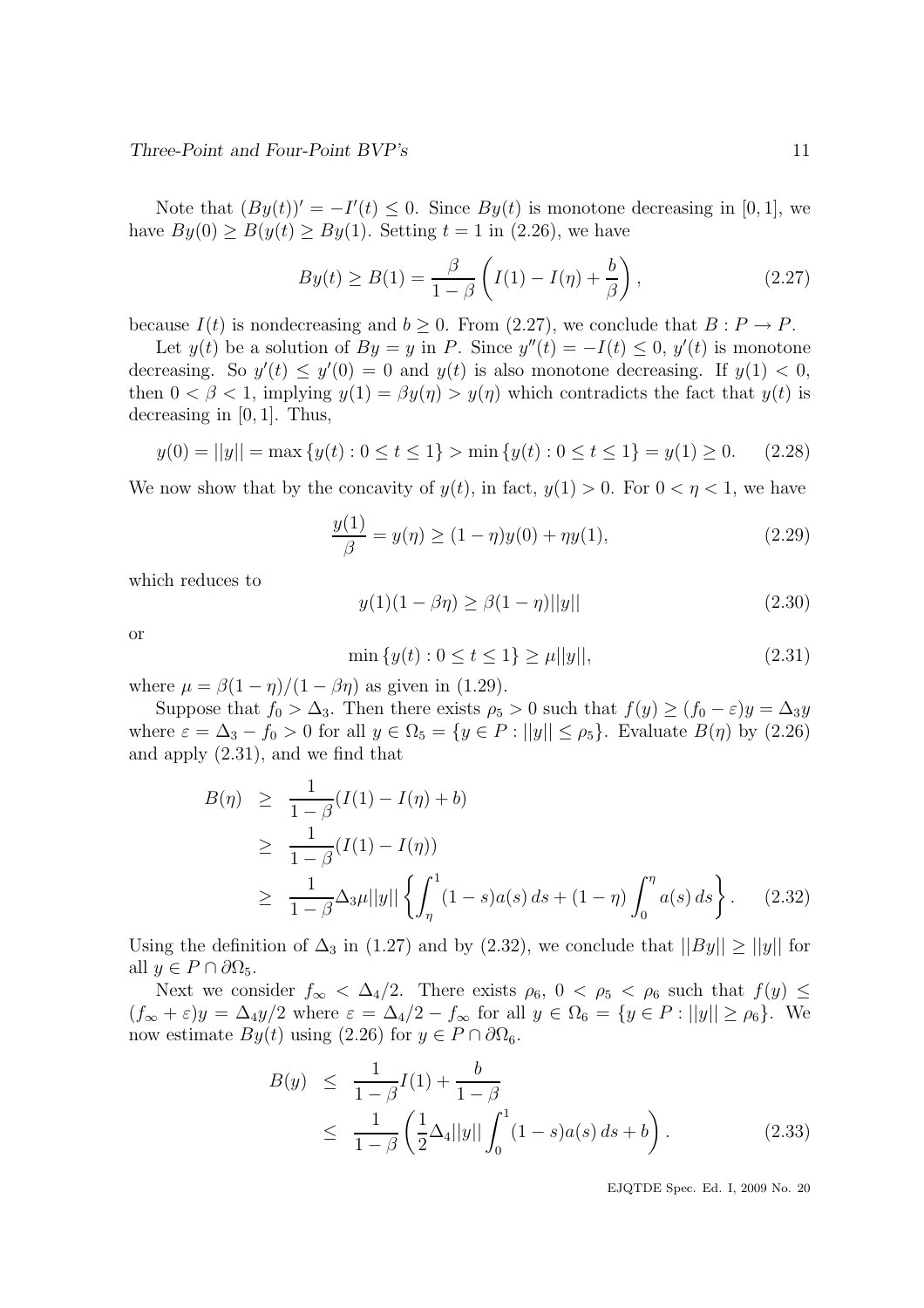Note that $(By(t))' = -I'(t) \leq 0$. Since $By(t)$ is monotone decreasing in $[0, 1]$, we have $By(0) \geq B(y(t) \geq By(1)$. Setting $t = 1$ in (2.26), we have

$$By(t) \geq B(1) = \frac{\beta}{1-\beta}\left(I(1) - I(\eta) + \frac{b}{\beta}\right), \tag{2.27}$$

because $I(t)$ is nondecreasing and $b \geq 0$. From (2.27), we conclude that $B : P \to P$.

Let $y(t)$ be a solution of $By = y$ in $P$. Since $y''(t) = -I(t) \leq 0$, $y'(t)$ is monotone decreasing. So $y'(t) \leq y'(0) = 0$ and $y(t)$ is also monotone decreasing. If $y(1) < 0$, then $0 < \beta < 1$, implying $y(1) = \beta y(\eta) > y(\eta)$ which contradicts the fact that $y(t)$ is decreasing in $[0, 1]$. Thus,

$$y(0) = ||y|| = \max\{y(t) : 0 \leq t \leq 1\} > \min\{y(t) : 0 \leq t \leq 1\} = y(1) \geq 0. \tag{2.28}$$

We now show that by the concavity of $y(t)$, in fact, $y(1) > 0$. For $0 < \eta < 1$, we have

$$\frac{y(1)}{\beta} = y(\eta) \geq (1-\eta)y(0) + \eta y(1), \tag{2.29}$$

which reduces to

$$y(1)(1 - \beta\eta) \geq \beta(1-\eta)||y|| \tag{2.30}$$

or

$$\min\{y(t) : 0 \leq t \leq 1\} \geq \mu||y||, \tag{2.31}$$

where $\mu = \beta(1-\eta)/(1-\beta\eta)$ as given in (1.29).

Suppose that $f_0 > \Delta_3$. Then there exists $\rho_5 > 0$ such that $f(y) \geq (f_0 - \varepsilon)y = \Delta_3 y$ where $\varepsilon = \Delta_3 - f_0 > 0$ for all $y \in \Omega_5 = \{y \in P : ||y|| \leq \rho_5\}$. Evaluate $B(\eta)$ by (2.26) and apply (2.31), and we find that

$$\begin{aligned} B(\eta) &\geq \frac{1}{1-\beta}(I(1) - I(\eta) + b) \\ &\geq \frac{1}{1-\beta}(I(1) - I(\eta)) \\ &\geq \frac{1}{1-\beta}\Delta_3\mu||y||\left\{\int_\eta^1 (1-s)a(s)\,ds + (1-\eta)\int_0^\eta a(s)\,ds\right\}. \end{aligned} \tag{2.32}$$

Using the definition of $\Delta_3$ in (1.27) and by (2.32), we conclude that $||By|| \geq ||y||$ for all $y \in P \cap \partial\Omega_5$.

Next we consider $f_\infty < \Delta_4/2$. There exists $\rho_6$, $0 < \rho_5 < \rho_6$ such that $f(y) \leq (f_\infty + \varepsilon)y = \Delta_4 y/2$ where $\varepsilon = \Delta_4/2 - f_\infty$ for all $y \in \Omega_6 = \{y \in P : ||y|| \geq \rho_6\}$. We now estimate $By(t)$ using (2.26) for $y \in P \cap \partial\Omega_6$.

$$\begin{aligned} B(y) &\leq \frac{1}{1-\beta}I(1) + \frac{b}{1-\beta} \\ &\leq \frac{1}{1-\beta}\left(\frac{1}{2}\Delta_4||y||\int_0^1 (1-s)a(s)\,ds + b\right). \end{aligned} \tag{2.33}$$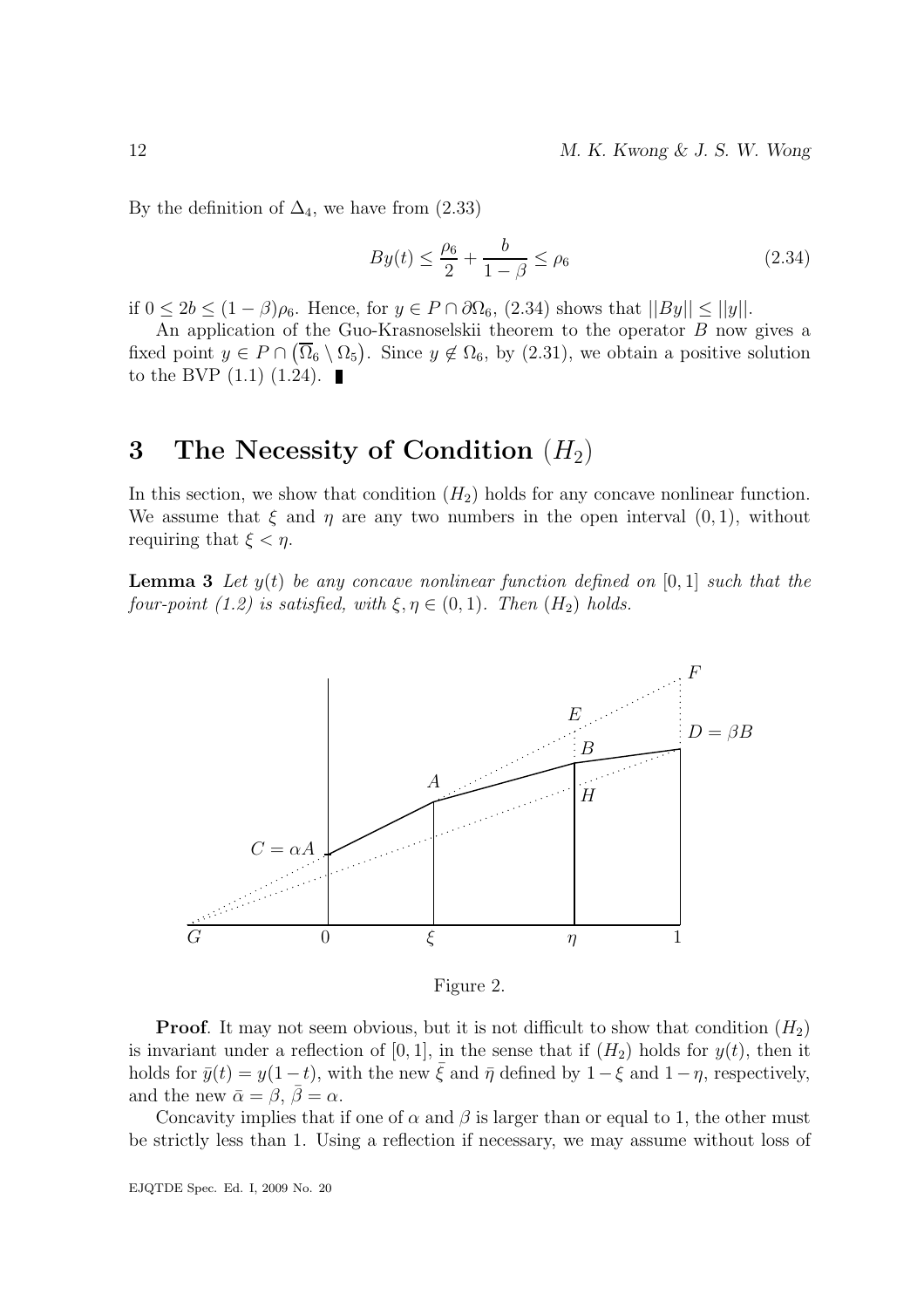By the definition of $\Delta_4$, we have from (2.33)

$$By(t) \le \frac{\rho_6}{2} + \frac{b}{1-\beta} \le \rho_6 \tag{2.34}$$

if $0 \le 2b \le (1-\beta)\rho_6$. Hence, for $y \in P \cap \partial\Omega_6$, (2.34) shows that $||By|| \le ||y||$.

An application of the Guo-Krasnoselskii theorem to the operator $B$ now gives a fixed point $y \in P \cap \left(\overline{\Omega}_6 \setminus \Omega_5\right)$. Since $y \notin \Omega_6$, by (2.31), we obtain a positive solution to the BVP (1.1) (1.24). ∎

# 3 The Necessity of Condition $(H_2)$

In this section, we show that condition $(H_2)$ holds for any concave nonlinear function. We assume that $\xi$ and $\eta$ are any two numbers in the open interval $(0,1)$, without requiring that $\xi < \eta$.

**Lemma 3** *Let $y(t)$ be any concave nonlinear function defined on $[0,1]$ such that the four-point (1.2) is satisfied, with $\xi, \eta \in (0,1)$. Then $(H_2)$ holds.*

Figure 2.

**Proof**. It may not seem obvious, but it is not difficult to show that condition $(H_2)$ is invariant under a reflection of $[0,1]$, in the sense that if $(H_2)$ holds for $y(t)$, then it holds for $\bar{y}(t) = y(1-t)$, with the new $\bar{\xi}$ and $\bar{\eta}$ defined by $1-\xi$ and $1-\eta$, respectively, and the new $\bar{\alpha} = \beta$, $\bar{\beta} = \alpha$.

Concavity implies that if one of $\alpha$ and $\beta$ is larger than or equal to 1, the other must be strictly less than 1. Using a reflection if necessary, we may assume without loss of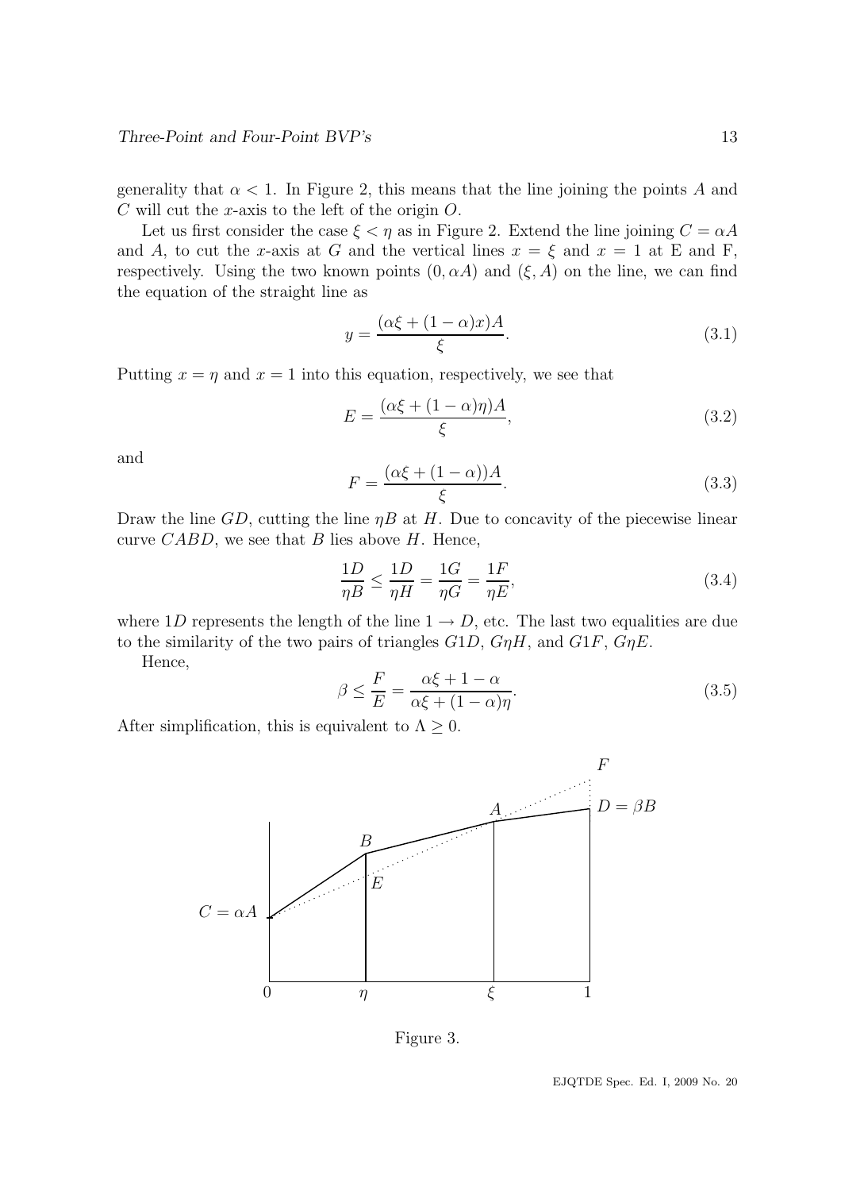generality that $\alpha < 1$. In Figure 2, this means that the line joining the points $A$ and $C$ will cut the $x$-axis to the left of the origin $O$.

Let us first consider the case $\xi < \eta$ as in Figure 2. Extend the line joining $C = \alpha A$ and $A$, to cut the $x$-axis at $G$ and the vertical lines $x = \xi$ and $x = 1$ at E and F, respectively. Using the two known points $(0, \alpha A)$ and $(\xi, A)$ on the line, we can find the equation of the straight line as

$$y = \frac{(\alpha\xi + (1-\alpha)x)A}{\xi}. \tag{3.1}$$

Putting $x = \eta$ and $x = 1$ into this equation, respectively, we see that

$$E = \frac{(\alpha\xi + (1-\alpha)\eta)A}{\xi}, \tag{3.2}$$

and

$$F = \frac{(\alpha\xi + (1-\alpha))A}{\xi}. \tag{3.3}$$

Draw the line $GD$, cutting the line $\eta B$ at $H$. Due to concavity of the piecewise linear curve $CABD$, we see that $B$ lies above $H$. Hence,

$$\frac{1D}{\eta B} \le \frac{1D}{\eta H} = \frac{1G}{\eta G} = \frac{1F}{\eta E}, \tag{3.4}$$

where $1D$ represents the length of the line $1 \to D$, etc. The last two equalities are due to the similarity of the two pairs of triangles $G1D$, $G\eta H$, and $G1F$, $G\eta E$.

Hence,

$$\beta \le \frac{F}{E} = \frac{\alpha\xi + 1 - \alpha}{\alpha\xi + (1-\alpha)\eta}. \tag{3.5}$$

After simplification, this is equivalent to $\Lambda \ge 0$.

Figure 3.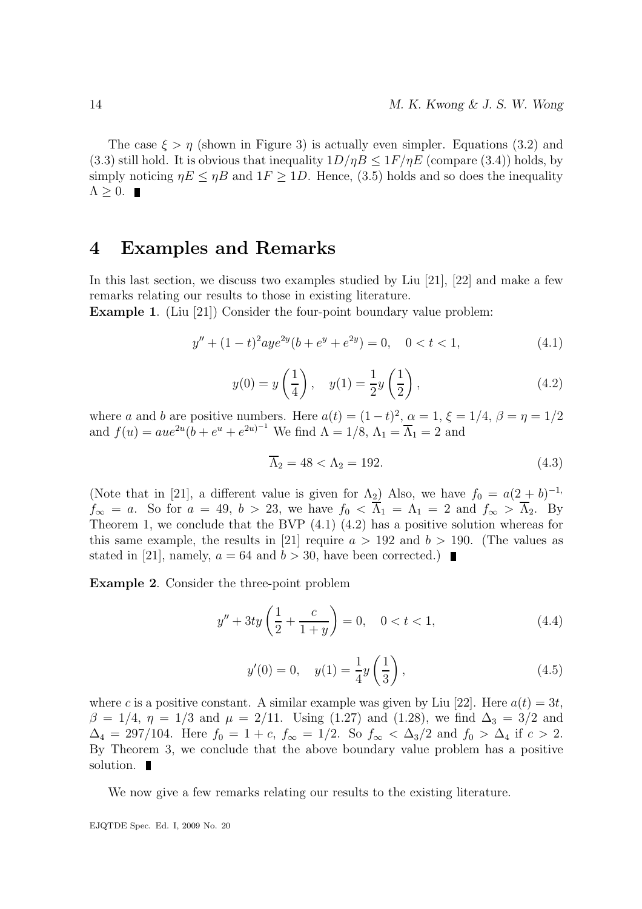The case $\xi > \eta$ (shown in Figure 3) is actually even simpler. Equations (3.2) and (3.3) still hold. It is obvious that inequality $1D/\eta B \leq 1F/\eta E$ (compare (3.4)) holds, by simply noticing $\eta E \leq \eta B$ and $1F \geq 1D$. Hence, (3.5) holds and so does the inequality $\Lambda \geq 0$. ∎

# 4 Examples and Remarks

In this last section, we discuss two examples studied by Liu [21], [22] and make a few remarks relating our results to those in existing literature.

**Example 1**. (Liu [21]) Consider the four-point boundary value problem:

$$y'' + (1-t)^2 aye^{2y}(b + e^y + e^{2y}) = 0, \quad 0 < t < 1, \tag{4.1}$$

$$y(0) = y\left(\frac{1}{4}\right), \quad y(1) = \frac{1}{2}y\left(\frac{1}{2}\right), \tag{4.2}$$

where $a$ and $b$ are positive numbers. Here $a(t) = (1-t)^2$, $\alpha = 1$, $\xi = 1/4$, $\beta = \eta = 1/2$ and $f(u) = aue^{2u}(b + e^u + e^{2u})^{-1}$ We find $\Lambda = 1/8$, $\Lambda_1 = \overline{\Lambda}_1 = 2$ and

$$\overline{\Lambda}_2 = 48 < \Lambda_2 = 192. \tag{4.3}$$

(Note that in [21], a different value is given for $\Lambda_2$) Also, we have $f_0 = a(2+b)^{-1,}$ $f_\infty = a$. So for $a = 49$, $b > 23$, we have $f_0 < \overline{\Lambda}_1 = \Lambda_1 = 2$ and $f_\infty > \overline{\Lambda}_2$. By Theorem 1, we conclude that the BVP (4.1) (4.2) has a positive solution whereas for this same example, the results in [21] require $a > 192$ and $b > 190$. (The values as stated in [21], namely, $a = 64$ and $b > 30$, have been corrected.) ∎

**Example 2**. Consider the three-point problem

$$y'' + 3ty\left(\frac{1}{2} + \frac{c}{1+y}\right) = 0, \quad 0 < t < 1, \tag{4.4}$$

$$y'(0) = 0, \quad y(1) = \frac{1}{4}y\left(\frac{1}{3}\right), \tag{4.5}$$

where $c$ is a positive constant. A similar example was given by Liu [22]. Here $a(t) = 3t$, $\beta = 1/4$, $\eta = 1/3$ and $\mu = 2/11$. Using (1.27) and (1.28), we find $\Delta_3 = 3/2$ and $\Delta_4 = 297/104$. Here $f_0 = 1 + c$, $f_\infty = 1/2$. So $f_\infty < \Delta_3/2$ and $f_0 > \Delta_4$ if $c > 2$. By Theorem 3, we conclude that the above boundary value problem has a positive solution. ∎

We now give a few remarks relating our results to the existing literature.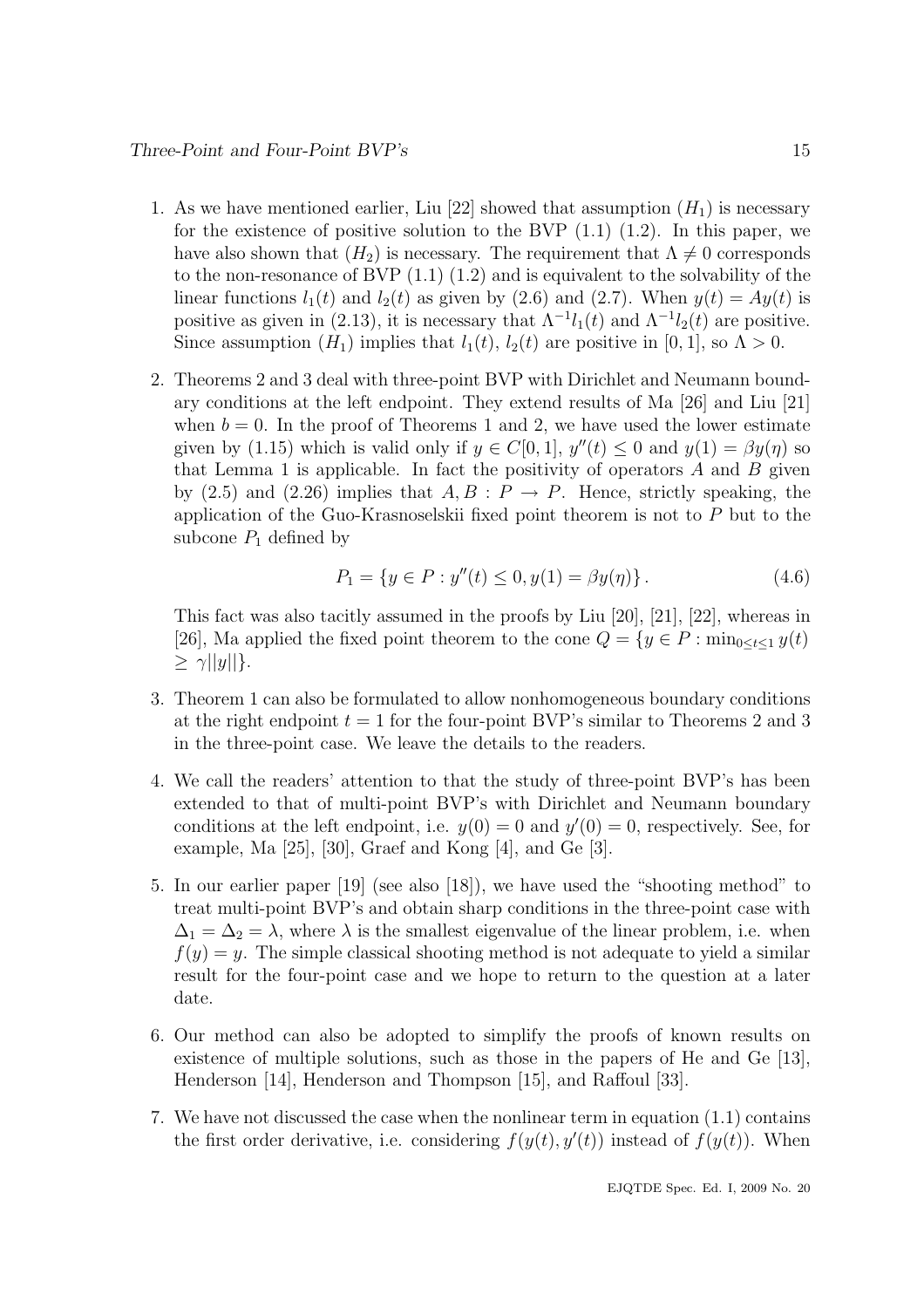1. As we have mentioned earlier, Liu [22] showed that assumption $(H_1)$ is necessary for the existence of positive solution to the BVP (1.1) (1.2). In this paper, we have also shown that $(H_2)$ is necessary. The requirement that $\Lambda \neq 0$ corresponds to the non-resonance of BVP (1.1) (1.2) and is equivalent to the solvability of the linear functions $l_1(t)$ and $l_2(t)$ as given by (2.6) and (2.7). When $y(t) = Ay(t)$ is positive as given in (2.13), it is necessary that $\Lambda^{-1}l_1(t)$ and $\Lambda^{-1}l_2(t)$ are positive. Since assumption $(H_1)$ implies that $l_1(t)$, $l_2(t)$ are positive in $[0, 1]$, so $\Lambda > 0$.

2. Theorems 2 and 3 deal with three-point BVP with Dirichlet and Neumann boundary conditions at the left endpoint. They extend results of Ma [26] and Liu [21] when $b = 0$. In the proof of Theorems 1 and 2, we have used the lower estimate given by (1.15) which is valid only if $y \in C[0, 1]$, $y''(t) \leq 0$ and $y(1) = \beta y(\eta)$ so that Lemma 1 is applicable. In fact the positivity of operators $A$ and $B$ given by (2.5) and (2.26) implies that $A, B : P \to P$. Hence, strictly speaking, the application of the Guo-Krasnoselskii fixed point theorem is not to $P$ but to the subcone $P_1$ defined by

$$P_1 = \{y \in P : y''(t) \leq 0, y(1) = \beta y(\eta)\}. \tag{4.6}$$

   This fact was also tacitly assumed in the proofs by Liu [20], [21], [22], whereas in [26], Ma applied the fixed point theorem to the cone $Q = \{y \in P : \min_{0 \leq t \leq 1} y(t) \geq \gamma ||y||\}$.

3. Theorem 1 can also be formulated to allow nonhomogeneous boundary conditions at the right endpoint $t = 1$ for the four-point BVP's similar to Theorems 2 and 3 in the three-point case. We leave the details to the readers.

4. We call the readers' attention to that the study of three-point BVP's has been extended to that of multi-point BVP's with Dirichlet and Neumann boundary conditions at the left endpoint, i.e. $y(0) = 0$ and $y'(0) = 0$, respectively. See, for example, Ma [25], [30], Graef and Kong [4], and Ge [3].

5. In our earlier paper [19] (see also [18]), we have used the "shooting method" to treat multi-point BVP's and obtain sharp conditions in the three-point case with $\Delta_1 = \Delta_2 = \lambda$, where $\lambda$ is the smallest eigenvalue of the linear problem, i.e. when $f(y) = y$. The simple classical shooting method is not adequate to yield a similar result for the four-point case and we hope to return to the question at a later date.

6. Our method can also be adopted to simplify the proofs of known results on existence of multiple solutions, such as those in the papers of He and Ge [13], Henderson [14], Henderson and Thompson [15], and Raffoul [33].

7. We have not discussed the case when the nonlinear term in equation (1.1) contains the first order derivative, i.e. considering $f(y(t), y'(t))$ instead of $f(y(t))$. When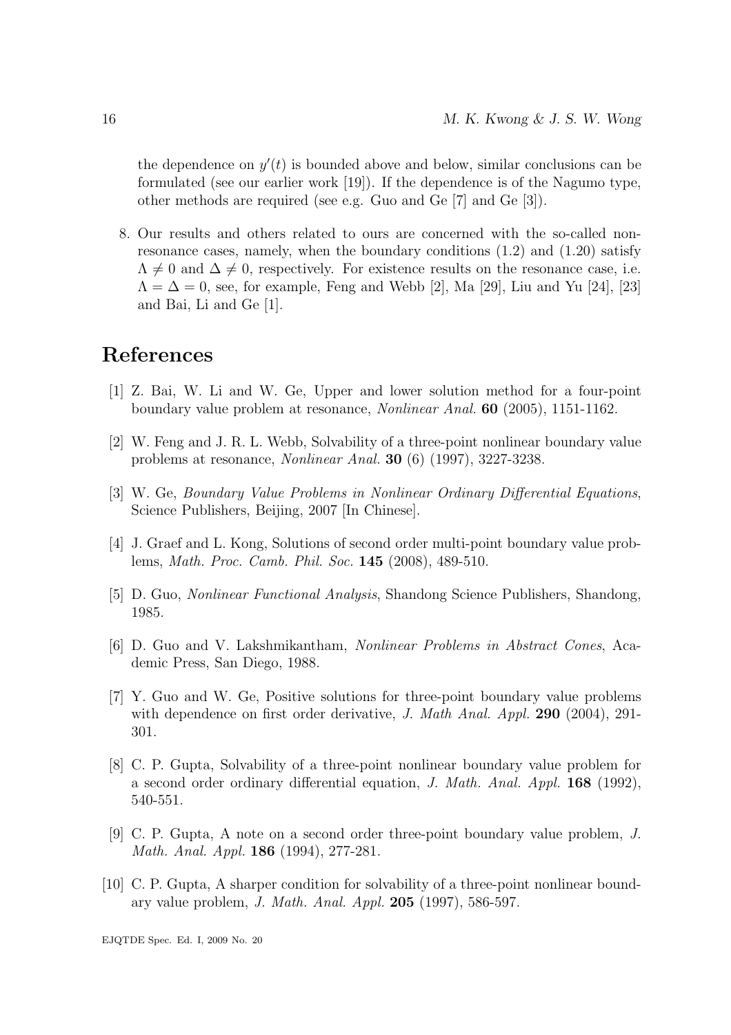the dependence on $y'(t)$ is bounded above and below, similar conclusions can be formulated (see our earlier work [19]). If the dependence is of the Nagumo type, other methods are required (see e.g. Guo and Ge [7] and Ge [3]).

8. Our results and others related to ours are concerned with the so-called non-resonance cases, namely, when the boundary conditions (1.2) and (1.20) satisfy $\Lambda \neq 0$ and $\Delta \neq 0$, respectively. For existence results on the resonance case, i.e. $\Lambda = \Delta = 0$, see, for example, Feng and Webb [2], Ma [29], Liu and Yu [24], [23] and Bai, Li and Ge [1].

# References

[1] Z. Bai, W. Li and W. Ge, Upper and lower solution method for a four-point boundary value problem at resonance, *Nonlinear Anal.* **60** (2005), 1151-1162.

[2] W. Feng and J. R. L. Webb, Solvability of a three-point nonlinear boundary value problems at resonance, *Nonlinear Anal.* **30** (6) (1997), 3227-3238.

[3] W. Ge, *Boundary Value Problems in Nonlinear Ordinary Differential Equations*, Science Publishers, Beijing, 2007 [In Chinese].

[4] J. Graef and L. Kong, Solutions of second order multi-point boundary value problems, *Math. Proc. Camb. Phil. Soc.* **145** (2008), 489-510.

[5] D. Guo, *Nonlinear Functional Analysis*, Shandong Science Publishers, Shandong, 1985.

[6] D. Guo and V. Lakshmikantham, *Nonlinear Problems in Abstract Cones*, Academic Press, San Diego, 1988.

[7] Y. Guo and W. Ge, Positive solutions for three-point boundary value problems with dependence on first order derivative, *J. Math Anal. Appl.* **290** (2004), 291-301.

[8] C. P. Gupta, Solvability of a three-point nonlinear boundary value problem for a second order ordinary differential equation, *J. Math. Anal. Appl.* **168** (1992), 540-551.

[9] C. P. Gupta, A note on a second order three-point boundary value problem, *J. Math. Anal. Appl.* **186** (1994), 277-281.

[10] C. P. Gupta, A sharper condition for solvability of a three-point nonlinear boundary value problem, *J. Math. Anal. Appl.* **205** (1997), 586-597.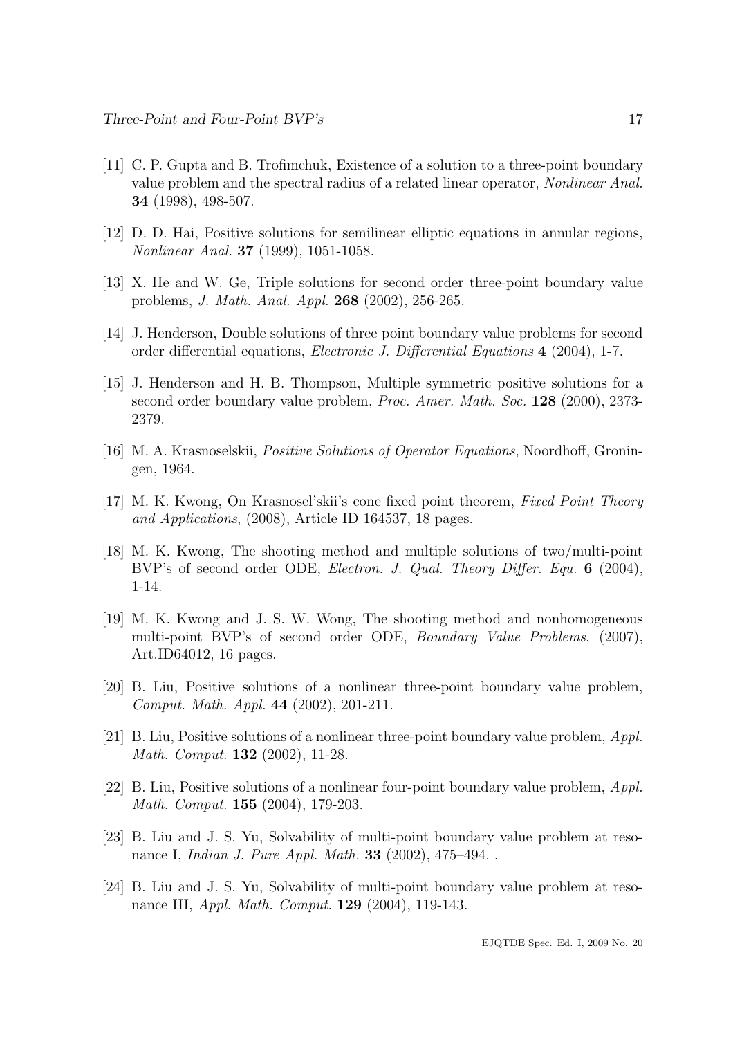[11] C. P. Gupta and B. Trofimchuk, Existence of a solution to a three-point boundary value problem and the spectral radius of a related linear operator, *Nonlinear Anal.* **34** (1998), 498-507.

[12] D. D. Hai, Positive solutions for semilinear elliptic equations in annular regions, *Nonlinear Anal.* **37** (1999), 1051-1058.

[13] X. He and W. Ge, Triple solutions for second order three-point boundary value problems, *J. Math. Anal. Appl.* **268** (2002), 256-265.

[14] J. Henderson, Double solutions of three point boundary value problems for second order differential equations, *Electronic J. Differential Equations* **4** (2004), 1-7.

[15] J. Henderson and H. B. Thompson, Multiple symmetric positive solutions for a second order boundary value problem, *Proc. Amer. Math. Soc.* **128** (2000), 2373-2379.

[16] M. A. Krasnoselskii, *Positive Solutions of Operator Equations*, Noordhoff, Groningen, 1964.

[17] M. K. Kwong, On Krasnosel'skii's cone fixed point theorem, *Fixed Point Theory and Applications*, (2008), Article ID 164537, 18 pages.

[18] M. K. Kwong, The shooting method and multiple solutions of two/multi-point BVP's of second order ODE, *Electron. J. Qual. Theory Differ. Equ.* **6** (2004), 1-14.

[19] M. K. Kwong and J. S. W. Wong, The shooting method and nonhomogeneous multi-point BVP's of second order ODE, *Boundary Value Problems*, (2007), Art.ID64012, 16 pages.

[20] B. Liu, Positive solutions of a nonlinear three-point boundary value problem, *Comput. Math. Appl.* **44** (2002), 201-211.

[21] B. Liu, Positive solutions of a nonlinear three-point boundary value problem, *Appl. Math. Comput.* **132** (2002), 11-28.

[22] B. Liu, Positive solutions of a nonlinear four-point boundary value problem, *Appl. Math. Comput.* **155** (2004), 179-203.

[23] B. Liu and J. S. Yu, Solvability of multi-point boundary value problem at resonance I, *Indian J. Pure Appl. Math.* **33** (2002), 475–494. .

[24] B. Liu and J. S. Yu, Solvability of multi-point boundary value problem at resonance III, *Appl. Math. Comput.* **129** (2004), 119-143.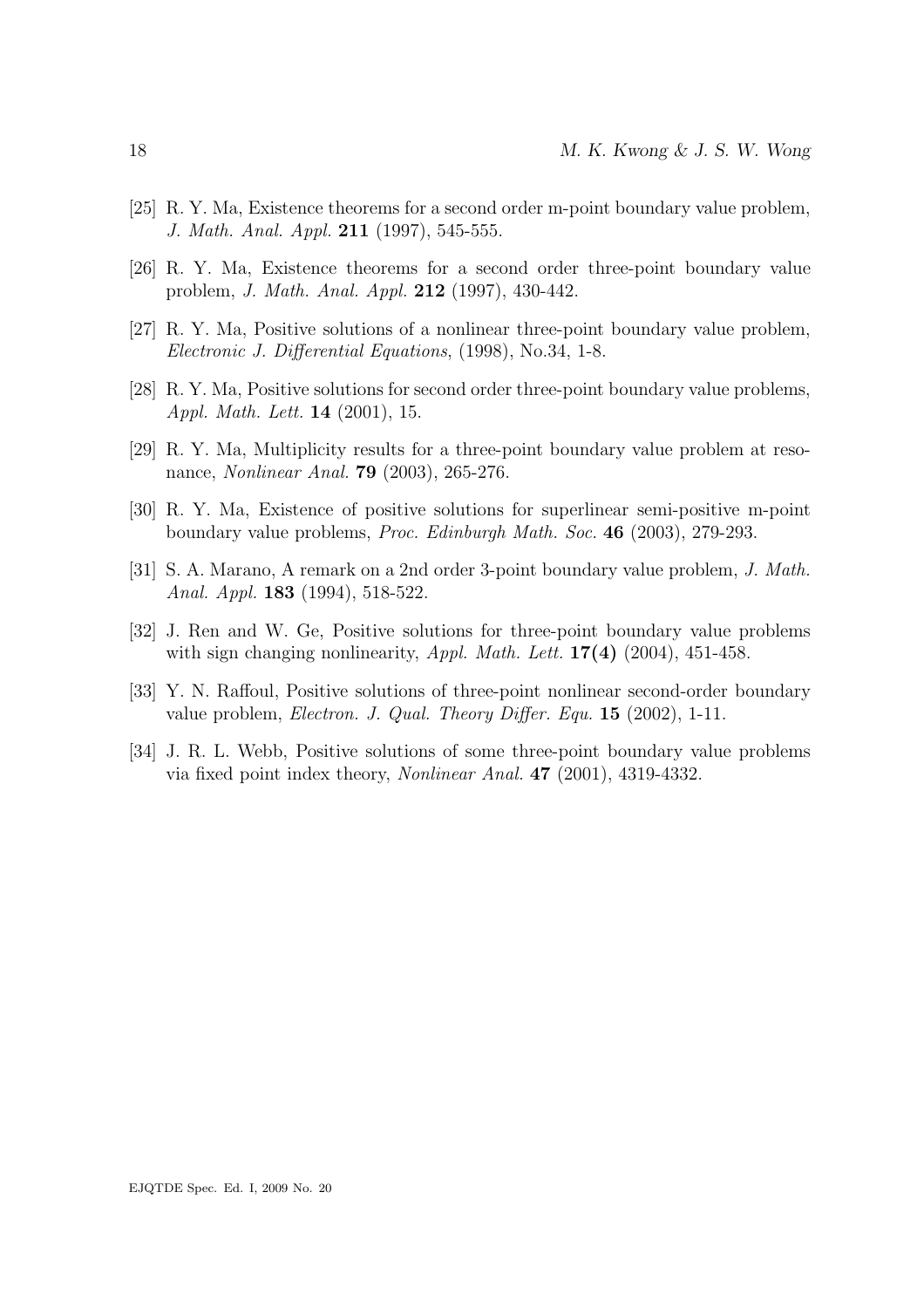[25] R. Y. Ma, Existence theorems for a second order m-point boundary value problem, *J. Math. Anal. Appl.* **211** (1997), 545-555.

[26] R. Y. Ma, Existence theorems for a second order three-point boundary value problem, *J. Math. Anal. Appl.* **212** (1997), 430-442.

[27] R. Y. Ma, Positive solutions of a nonlinear three-point boundary value problem, *Electronic J. Differential Equations*, (1998), No.34, 1-8.

[28] R. Y. Ma, Positive solutions for second order three-point boundary value problems, *Appl. Math. Lett.* **14** (2001), 15.

[29] R. Y. Ma, Multiplicity results for a three-point boundary value problem at resonance, *Nonlinear Anal.* **79** (2003), 265-276.

[30] R. Y. Ma, Existence of positive solutions for superlinear semi-positive m-point boundary value problems, *Proc. Edinburgh Math. Soc.* **46** (2003), 279-293.

[31] S. A. Marano, A remark on a 2nd order 3-point boundary value problem, *J. Math. Anal. Appl.* **183** (1994), 518-522.

[32] J. Ren and W. Ge, Positive solutions for three-point boundary value problems with sign changing nonlinearity, *Appl. Math. Lett.* **17(4)** (2004), 451-458.

[33] Y. N. Raffoul, Positive solutions of three-point nonlinear second-order boundary value problem, *Electron. J. Qual. Theory Differ. Equ.* **15** (2002), 1-11.

[34] J. R. L. Webb, Positive solutions of some three-point boundary value problems via fixed point index theory, *Nonlinear Anal.* **47** (2001), 4319-4332.